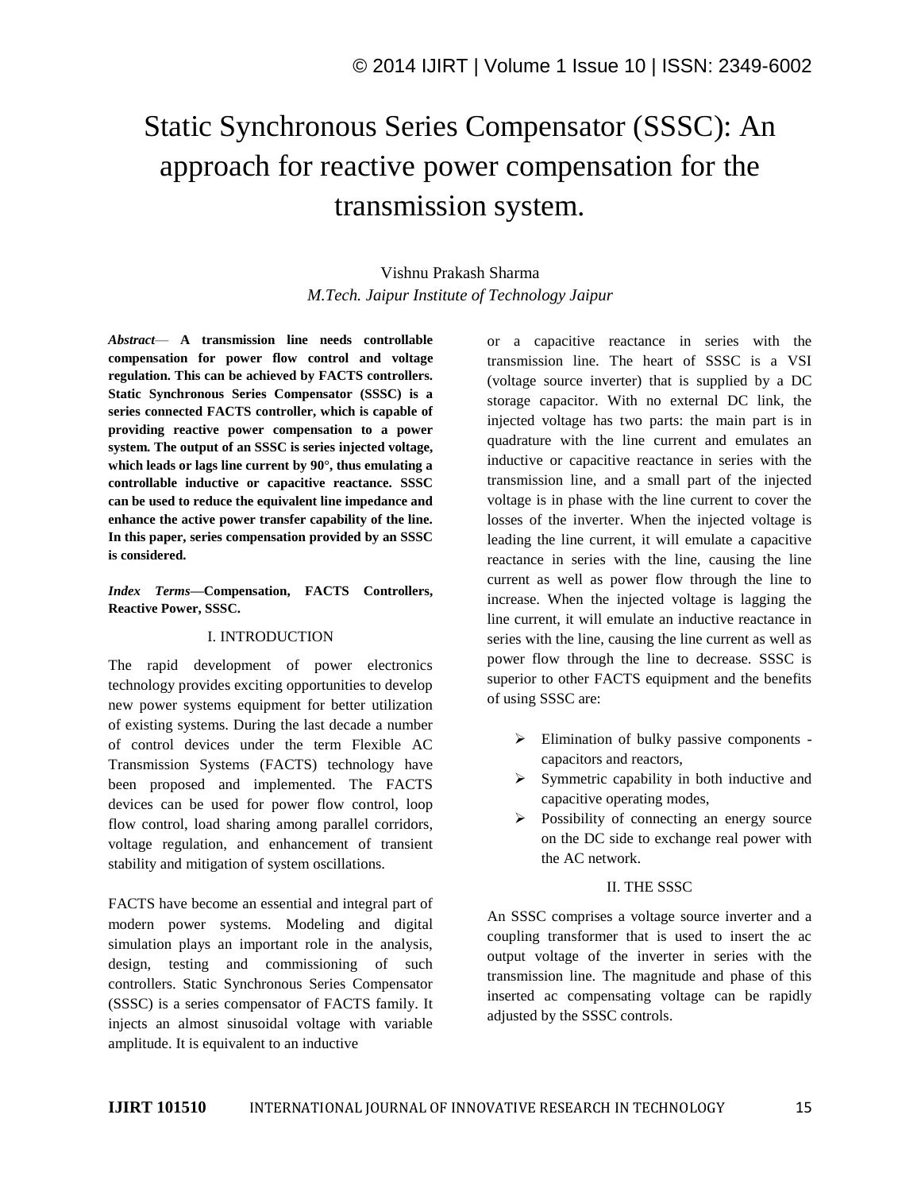# Static Synchronous Series Compensator (SSSC): An approach for reactive power compensation for the transmission system.

Vishnu Prakash Sharma

*M.Tech. Jaipur Institute of Technology Jaipur*

***Abstract*— A transmission line needs controllable compensation for power flow control and voltage regulation. This can be achieved by FACTS controllers. Static Synchronous Series Compensator (SSSC) is a series connected FACTS controller, which is capable of providing reactive power compensation to a power system. The output of an SSSC is series injected voltage, which leads or lags line current by 90°, thus emulating a controllable inductive or capacitive reactance. SSSC can be used to reduce the equivalent line impedance and enhance the active power transfer capability of the line. In this paper, series compensation provided by an SSSC is considered.**

***Index Terms*—Compensation, FACTS Controllers, Reactive Power, SSSC.**

## I. INTRODUCTION

The rapid development of power electronics technology provides exciting opportunities to develop new power systems equipment for better utilization of existing systems. During the last decade a number of control devices under the term Flexible AC Transmission Systems (FACTS) technology have been proposed and implemented. The FACTS devices can be used for power flow control, loop flow control, load sharing among parallel corridors, voltage regulation, and enhancement of transient stability and mitigation of system oscillations.

FACTS have become an essential and integral part of modern power systems. Modeling and digital simulation plays an important role in the analysis, design, testing and commissioning of such controllers. Static Synchronous Series Compensator (SSSC) is a series compensator of FACTS family. It injects an almost sinusoidal voltage with variable amplitude. It is equivalent to an inductive or a capacitive reactance in series with the transmission line. The heart of SSSC is a VSI (voltage source inverter) that is supplied by a DC storage capacitor. With no external DC link, the injected voltage has two parts: the main part is in quadrature with the line current and emulates an inductive or capacitive reactance in series with the transmission line, and a small part of the injected voltage is in phase with the line current to cover the losses of the inverter. When the injected voltage is leading the line current, it will emulate a capacitive reactance in series with the line, causing the line current as well as power flow through the line to increase. When the injected voltage is lagging the line current, it will emulate an inductive reactance in series with the line, causing the line current as well as power flow through the line to decrease. SSSC is superior to other FACTS equipment and the benefits of using SSSC are:

- Elimination of bulky passive components - capacitors and reactors,
- Symmetric capability in both inductive and capacitive operating modes,
- Possibility of connecting an energy source on the DC side to exchange real power with the AC network.

## II. THE SSSC

An SSSC comprises a voltage source inverter and a coupling transformer that is used to insert the ac output voltage of the inverter in series with the transmission line. The magnitude and phase of this inserted ac compensating voltage can be rapidly adjusted by the SSSC controls.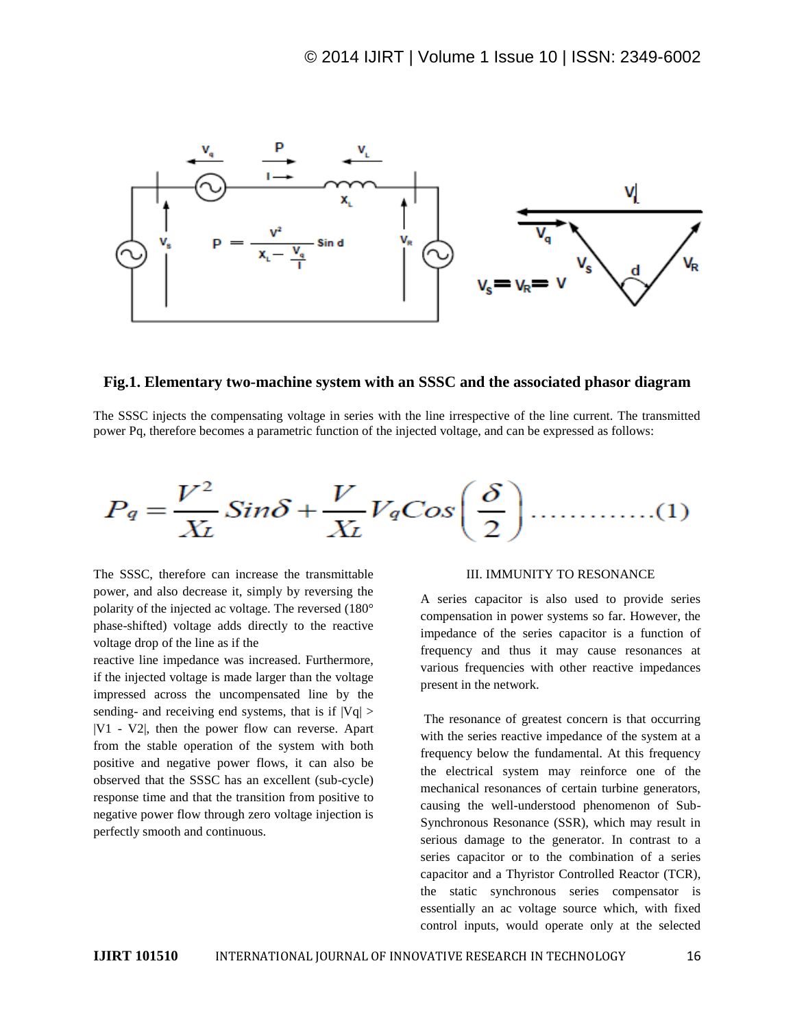**Fig.1. Elementary two-machine system with an SSSC and the associated phasor diagram**

The SSSC injects the compensating voltage in series with the line irrespective of the line current. The transmitted power Pq, therefore becomes a parametric function of the injected voltage, and can be expressed as follows:

$$P_q = \frac{V^2}{X_L} Sin\delta + \frac{V}{X_L} V_q Cos\left(\frac{\delta}{2}\right) \quad \ldots\ldots\ldots\ldots(1)$$

The SSSC, therefore can increase the transmittable power, and also decrease it, simply by reversing the polarity of the injected ac voltage. The reversed (180° phase-shifted) voltage adds directly to the reactive voltage drop of the line as if the reactive line impedance was increased. Furthermore, if the injected voltage is made larger than the voltage impressed across the uncompensated line by the sending- and receiving end systems, that is if $|V_q| > |V_1 - V_2|$, then the power flow can reverse. Apart from the stable operation of the system with both positive and negative power flows, it can also be observed that the SSSC has an excellent (sub-cycle) response time and that the transition from positive to negative power flow through zero voltage injection is perfectly smooth and continuous.

## III. IMMUNITY TO RESONANCE

A series capacitor is also used to provide series compensation in power systems so far. However, the impedance of the series capacitor is a function of frequency and thus it may cause resonances at various frequencies with other reactive impedances present in the network.

The resonance of greatest concern is that occurring with the series reactive impedance of the system at a frequency below the fundamental. At this frequency the electrical system may reinforce one of the mechanical resonances of certain turbine generators, causing the well-understood phenomenon of Sub-Synchronous Resonance (SSR), which may result in serious damage to the generator. In contrast to a series capacitor or to the combination of a series capacitor and a Thyristor Controlled Reactor (TCR), the static synchronous series compensator is essentially an ac voltage source which, with fixed control inputs, would operate only at the selected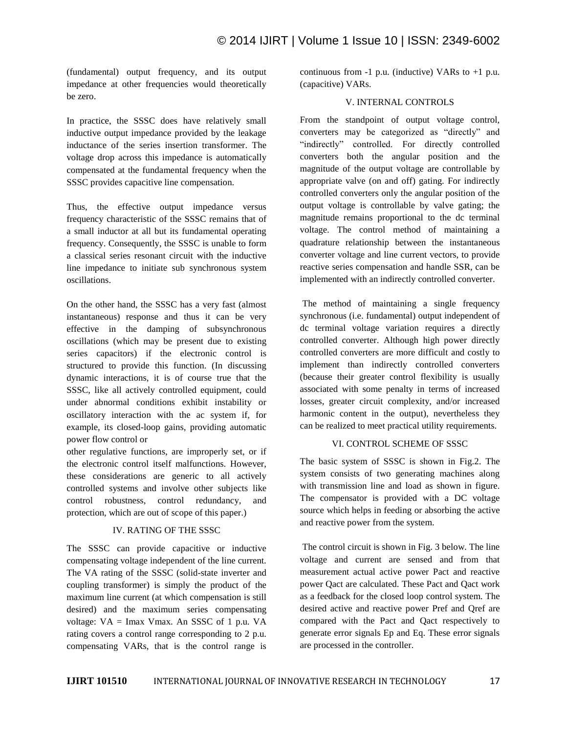(fundamental) output frequency, and its output impedance at other frequencies would theoretically be zero.

In practice, the SSSC does have relatively small inductive output impedance provided by the leakage inductance of the series insertion transformer. The voltage drop across this impedance is automatically compensated at the fundamental frequency when the SSSC provides capacitive line compensation.

Thus, the effective output impedance versus frequency characteristic of the SSSC remains that of a small inductor at all but its fundamental operating frequency. Consequently, the SSSC is unable to form a classical series resonant circuit with the inductive line impedance to initiate sub synchronous system oscillations.

On the other hand, the SSSC has a very fast (almost instantaneous) response and thus it can be very effective in the damping of subsynchronous oscillations (which may be present due to existing series capacitors) if the electronic control is structured to provide this function. (In discussing dynamic interactions, it is of course true that the SSSC, like all actively controlled equipment, could under abnormal conditions exhibit instability or oscillatory interaction with the ac system if, for example, its closed-loop gains, providing automatic power flow control or other regulative functions, are improperly set, or if the electronic control itself malfunctions. However, these considerations are generic to all actively controlled systems and involve other subjects like control robustness, control redundancy, and protection, which are out of scope of this paper.)

## IV. RATING OF THE SSSC

The SSSC can provide capacitive or inductive compensating voltage independent of the line current. The VA rating of the SSSC (solid-state inverter and coupling transformer) is simply the product of the maximum line current (at which compensation is still desired) and the maximum series compensating voltage: $VA = I_{max} V_{max}$. An SSSC of 1 p.u. VA rating covers a control range corresponding to 2 p.u. compensating VARs, that is the control range is continuous from -1 p.u. (inductive) VARs to +1 p.u. (capacitive) VARs.

## V. INTERNAL CONTROLS

From the standpoint of output voltage control, converters may be categorized as "directly" and "indirectly" controlled. For directly controlled converters both the angular position and the magnitude of the output voltage are controllable by appropriate valve (on and off) gating. For indirectly controlled converters only the angular position of the output voltage is controllable by valve gating; the magnitude remains proportional to the dc terminal voltage. The control method of maintaining a quadrature relationship between the instantaneous converter voltage and line current vectors, to provide reactive series compensation and handle SSR, can be implemented with an indirectly controlled converter.

The method of maintaining a single frequency synchronous (i.e. fundamental) output independent of dc terminal voltage variation requires a directly controlled converter. Although high power directly controlled converters are more difficult and costly to implement than indirectly controlled converters (because their greater control flexibility is usually associated with some penalty in terms of increased losses, greater circuit complexity, and/or increased harmonic content in the output), nevertheless they can be realized to meet practical utility requirements.

## VI. CONTROL SCHEME OF SSSC

The basic system of SSSC is shown in Fig.2. The system consists of two generating machines along with transmission line and load as shown in figure. The compensator is provided with a DC voltage source which helps in feeding or absorbing the active and reactive power from the system.

The control circuit is shown in Fig. 3 below. The line voltage and current are sensed and from that measurement actual active power $P_{act}$ and reactive power $Q_{act}$ are calculated. These $P_{act}$ and $Q_{act}$ work as a feedback for the closed loop control system. The desired active and reactive power $P_{ref}$ and $Q_{ref}$ are compared with the $P_{act}$ and $Q_{act}$ respectively to generate error signals $E_p$ and $E_q$. These error signals are processed in the controller.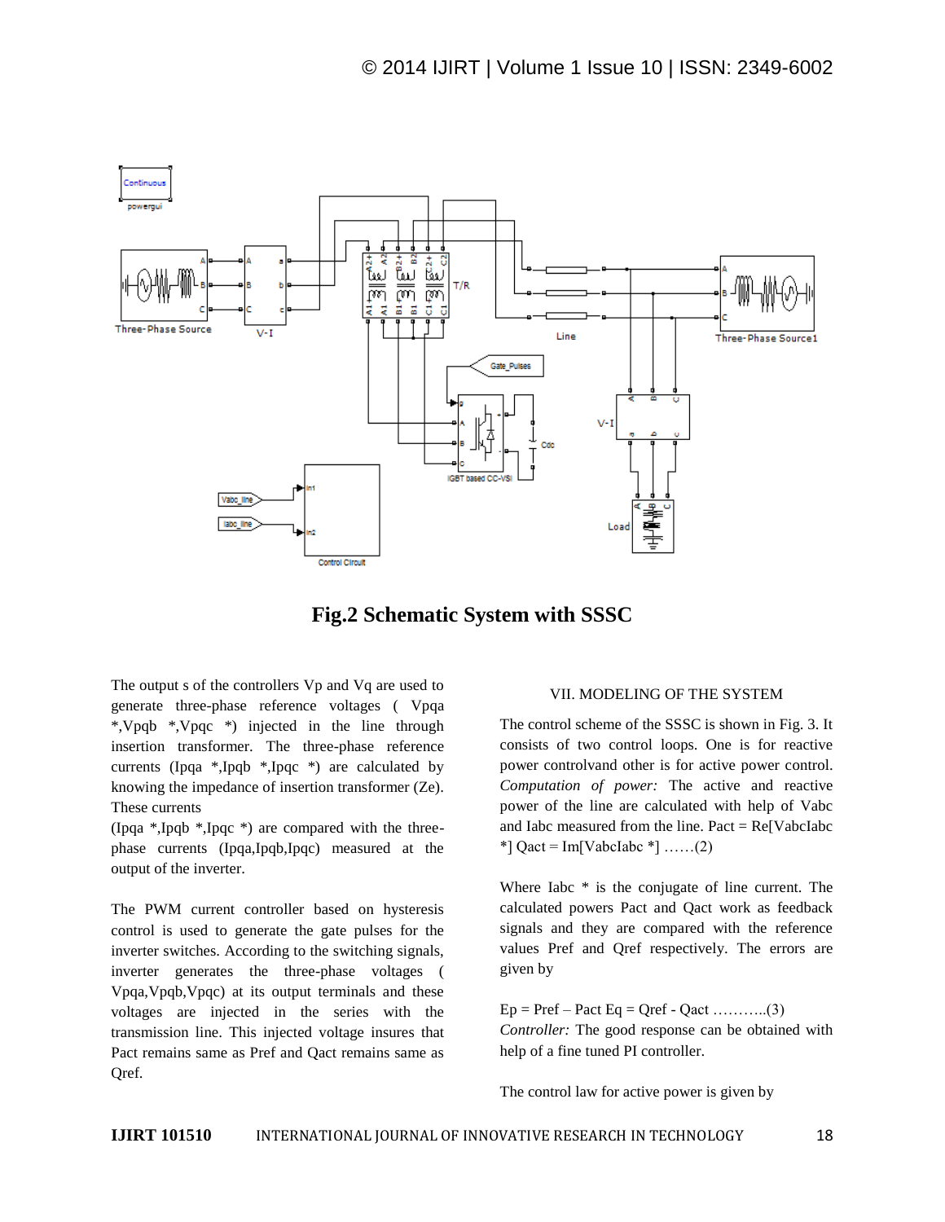**Fig.2 Schematic System with SSSC**

The output s of the controllers Vp and Vq are used to generate three-phase reference voltages ( Vpqa *,Vpqb *,Vpqc *) injected in the line through insertion transformer. The three-phase reference currents (Ipqa *,Ipqb *,Ipqc *) are calculated by knowing the impedance of insertion transformer (Ze). These currents (Ipqa *,Ipqb *,Ipqc *) are compared with the three-phase currents (Ipqa,Ipqb,Ipqc) measured at the output of the inverter.

The PWM current controller based on hysteresis control is used to generate the gate pulses for the inverter switches. According to the switching signals, inverter generates the three-phase voltages ( Vpqa,Vpqb,Vpqc) at its output terminals and these voltages are injected in the series with the transmission line. This injected voltage insures that Pact remains same as Pref and Qact remains same as Qref.

## VII. MODELING OF THE SYSTEM

The control scheme of the SSSC is shown in Fig. 3. It consists of two control loops. One is for reactive power controlvand other is for active power control. *Computation of power:* The active and reactive power of the line are calculated with help of Vabc and Iabc measured from the line. Pact = Re[VabcIabc *] Qact = Im[VabcIabc *] ……(2)

Where Iabc * is the conjugate of line current. The calculated powers Pact and Qact work as feedback signals and they are compared with the reference values Pref and Qref respectively. The errors are given by

Ep = Pref – Pact Eq = Qref - Qact ………..(3)

*Controller:* The good response can be obtained with help of a fine tuned PI controller.

The control law for active power is given by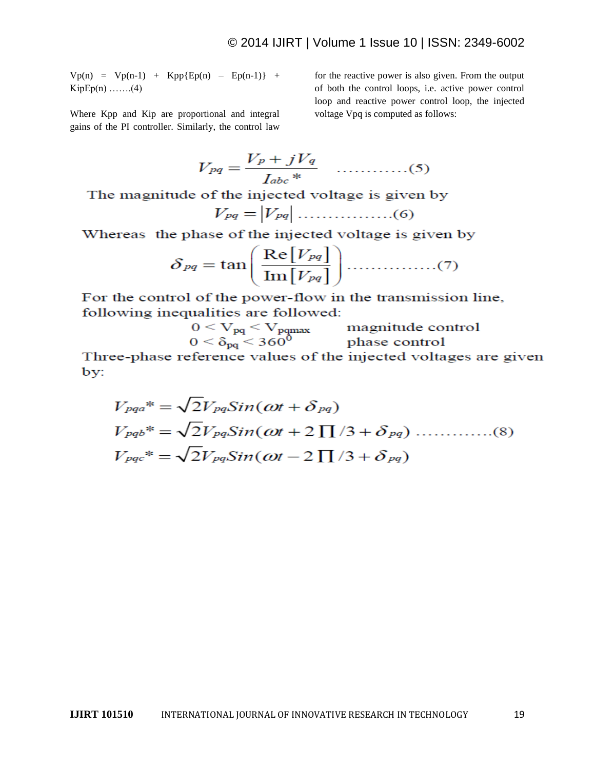$V_p(n) = V_p(n-1) + K_{pp}\{E_p(n) - E_p(n-1)\} + K_{ip}E_p(n)$ …….(4)

Where $K_{pp}$ and $K_{ip}$ are proportional and integral gains of the PI controller. Similarly, the control law for the reactive power is also given. From the output of both the control loops, i.e. active power control loop and reactive power control loop, the injected voltage $V_{pq}$ is computed as follows:

$$V_{pq} = \frac{V_p + jV_q}{I_{abc}{}^*} \quad \ldots\ldots\ldots\ldots(5)$$

The magnitude of the injected voltage is given by

$$V_{pq} = \left|V_{pq}\right| \ldots\ldots\ldots\ldots\ldots\ldots(6)$$

Whereas the phase of the injected voltage is given by

$$\delta_{pq} = \tan\left(\frac{\mathrm{Re}\left[V_{pq}\right]}{\mathrm{Im}\left[V_{pq}\right]}\right) \ldots\ldots\ldots\ldots\ldots(7)$$

For the control of the power-flow in the transmission line, following inequalities are followed:

$0 < V_{pq} < V_{pqmax}$ magnitude control

$0 < \delta_{pq} < 360^0$ phase control

Three-phase reference values of the injected voltages are given by:

$$V_{pqa}{}^* = \sqrt{2}V_{pq}Sin(\omega t + \delta_{pq})$$

$$V_{pqb}{}^* = \sqrt{2}V_{pq}Sin(\omega t + 2\prod/3 + \delta_{pq}) \ldots\ldots\ldots\ldots(8)$$

$$V_{pqc}{}^* = \sqrt{2}V_{pq}Sin(\omega t - 2\prod/3 + \delta_{pq})$$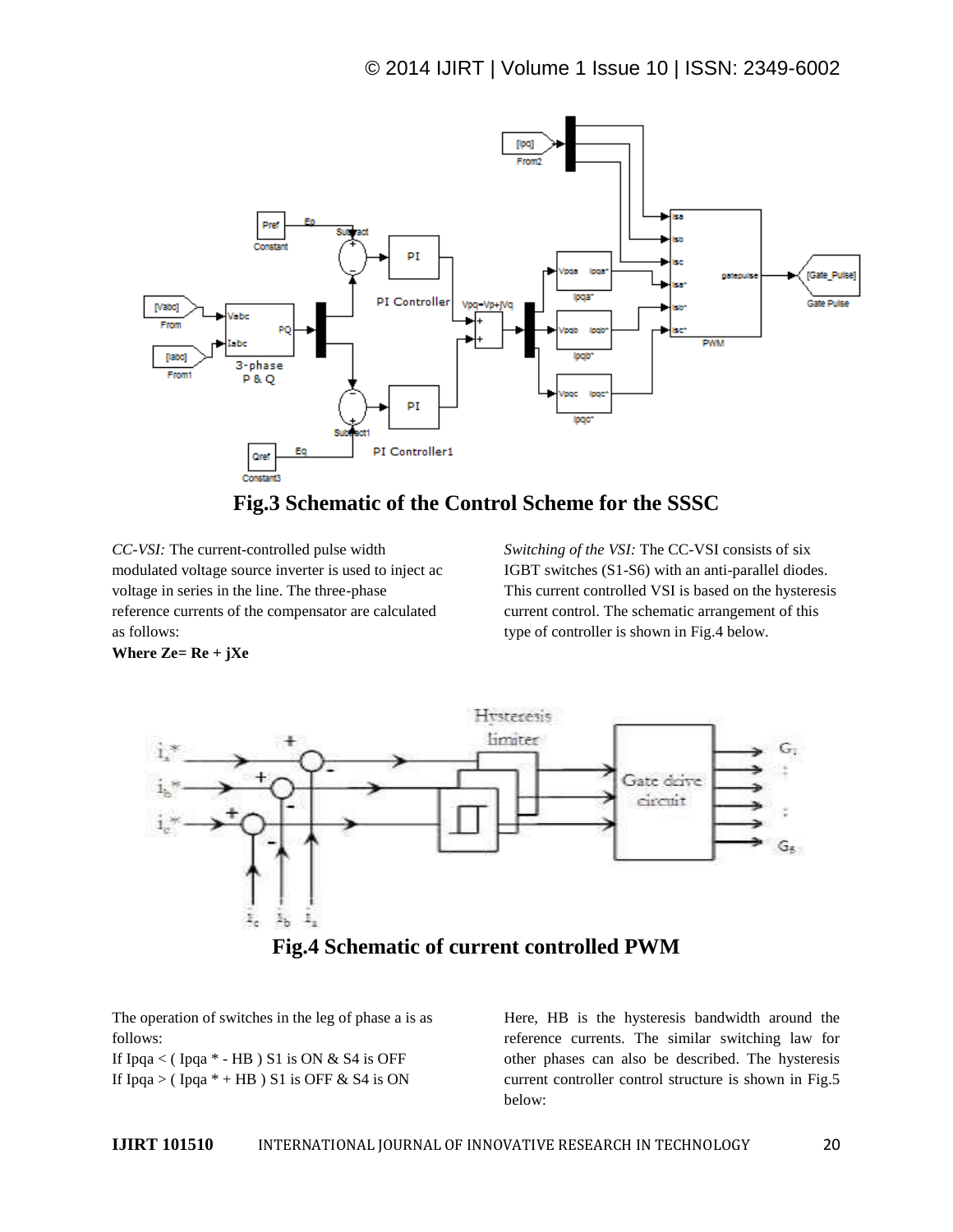**Fig.3 Schematic of the Control Scheme for the SSSC**

*CC-VSI:* The current-controlled pulse width modulated voltage source inverter is used to inject ac voltage in series in the line. The three-phase reference currents of the compensator are calculated as follows:

**Where Ze= Re + jXe**

*Switching of the VSI:* The CC-VSI consists of six IGBT switches (S1-S6) with an anti-parallel diodes. This current controlled VSI is based on the hysteresis current control. The schematic arrangement of this type of controller is shown in Fig.4 below.

**Fig.4 Schematic of current controlled PWM**

The operation of switches in the leg of phase a is as follows:

If Ipqa < ( Ipqa * - HB ) S1 is ON & S4 is OFF

If Ipqa > ( Ipqa * + HB ) S1 is OFF & S4 is ON

Here, HB is the hysteresis bandwidth around the reference currents. The similar switching law for other phases can also be described. The hysteresis current controller control structure is shown in Fig.5 below: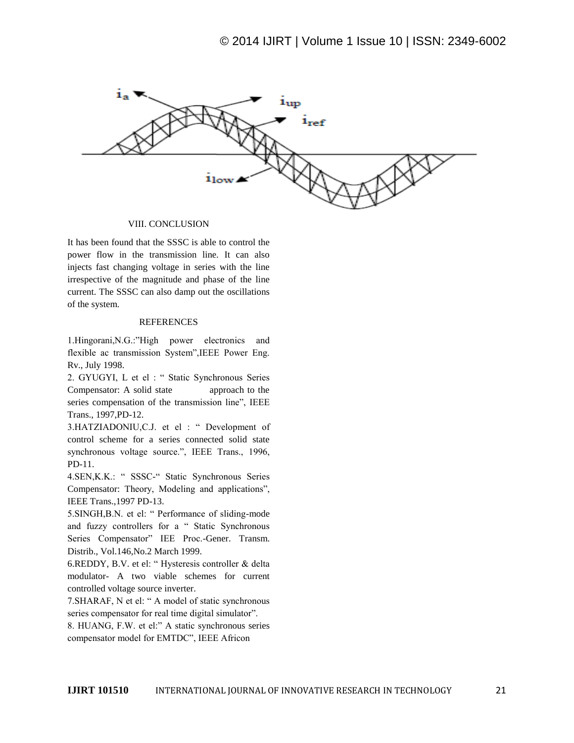$i_a$

$i_{up}$

$i_{ref}$

$i_{low}$

## VIII. CONCLUSION

It has been found that the SSSC is able to control the power flow in the transmission line. It can also injects fast changing voltage in series with the line irrespective of the magnitude and phase of the line current. The SSSC can also damp out the oscillations of the system.

## REFERENCES

1.Hingorani,N.G.:"High power electronics and flexible ac transmission System",IEEE Power Eng. Rv., July 1998.

2. GYUGYI, L et el : " Static Synchronous Series Compensator: A solid state approach to the series compensation of the transmission line", IEEE Trans., 1997,PD-12.

3.HATZIADONIU,C.J. et el : " Development of control scheme for a series connected solid state synchronous voltage source.", IEEE Trans., 1996, PD-11.

4.SEN,K.K.: " SSSC-" Static Synchronous Series Compensator: Theory, Modeling and applications", IEEE Trans.,1997 PD-13.

5.SINGH,B.N. et el: " Performance of sliding-mode and fuzzy controllers for a " Static Synchronous Series Compensator" IEE Proc.-Gener. Transm. Distrib., Vol.146,No.2 March 1999.

6.REDDY, B.V. et el: " Hysteresis controller & delta modulator- A two viable schemes for current controlled voltage source inverter.

7.SHARAF, N et el: " A model of static synchronous series compensator for real time digital simulator".

8. HUANG, F.W. et el:" A static synchronous series compensator model for EMTDC", IEEE Africon